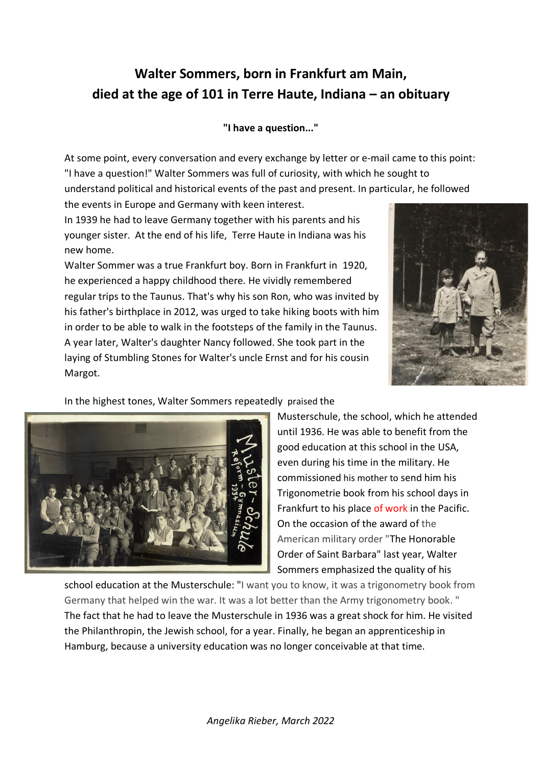# Walter Sommers, born in Frankfurt am Main, died at the age of 101 in Terre Haute, Indiana – an obituary

**"I have a question..."**

At some point, every conversation and every exchange by letter or e-mail came to this point: "I have a question!" Walter Sommers was full of curiosity, with which he sought to understand political and historical events of the past and present. In particular, he followed the events in Europe and Germany with keen interest.

In 1939 he had to leave Germany together with his parents and his younger sister. At the end of his life, Terre Haute in Indiana was his new home.

Walter Sommer was a true Frankfurt boy. Born in Frankfurt in 1920, he experienced a happy childhood there. He vividly remembered regular trips to the Taunus. That's why his son Ron, who was invited by his father's birthplace in 2012, was urged to take hiking boots with him in order to be able to walk in the footsteps of the family in the Taunus. A year later, Walter's daughter Nancy followed. She took part in the laying of Stumbling Stones for Walter's uncle Ernst and for his cousin Margot.

In the highest tones, Walter Sommers repeatedly praised the Musterschule, the school, which he attended until 1936. He was able to benefit from the good education at this school in the USA, even during his time in the military. He commissioned his mother to send him his Trigonometrie book from his school days in Frankfurt to his place of work in the Pacific. On the occasion of the award of the American military order "The Honorable Order of Saint Barbara" last year, Walter Sommers emphasized the quality of his school education at the Musterschule: "I want you to know, it was a trigonometry book from Germany that helped win the war. It was a lot better than the Army trigonometry book. "

The fact that he had to leave the Musterschule in 1936 was a great shock for him. He visited the Philanthropin, the Jewish school, for a year. Finally, he began an apprenticeship in Hamburg, because a university education was no longer conceivable at that time.

*Angelika Rieber, March 2022*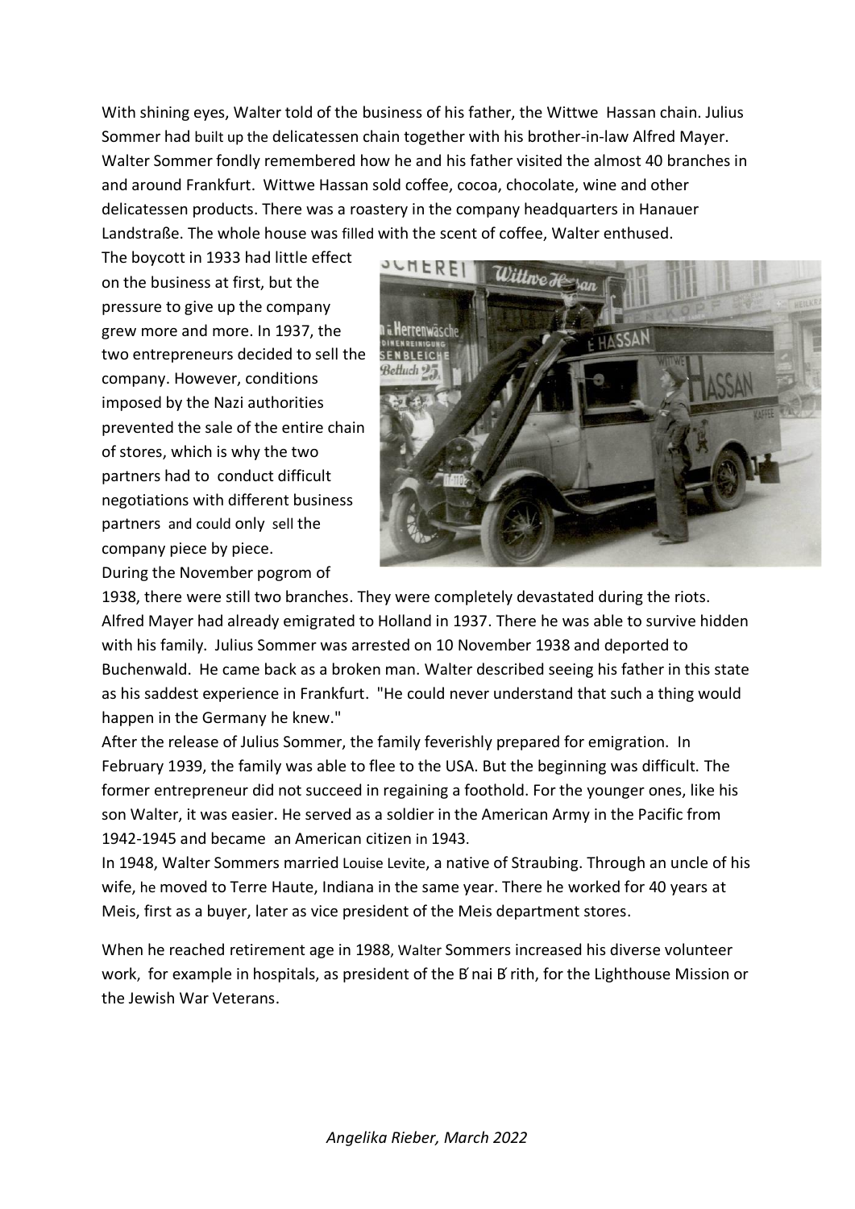With shining eyes, Walter told of the business of his father, the Wittwe Hassan chain. Julius Sommer had built up the delicatessen chain together with his brother-in-law Alfred Mayer. Walter Sommer fondly remembered how he and his father visited the almost 40 branches in and around Frankfurt. Wittwe Hassan sold coffee, cocoa, chocolate, wine and other delicatessen products. There was a roastery in the company headquarters in Hanauer Landstraße. The whole house was filled with the scent of coffee, Walter enthused.

The boycott in 1933 had little effect on the business at first, but the pressure to give up the company grew more and more. In 1937, the two entrepreneurs decided to sell the company. However, conditions imposed by the Nazi authorities prevented the sale of the entire chain of stores, which is why the two partners had to conduct difficult negotiations with different business partners and could only sell the company piece by piece.

During the November pogrom of 1938, there were still two branches. They were completely devastated during the riots. Alfred Mayer had already emigrated to Holland in 1937. There he was able to survive hidden with his family. Julius Sommer was arrested on 10 November 1938 and deported to Buchenwald. He came back as a broken man. Walter described seeing his father in this state as his saddest experience in Frankfurt. "He could never understand that such a thing would happen in the Germany he knew."

After the release of Julius Sommer, the family feverishly prepared for emigration. In February 1939, the family was able to flee to the USA. But the beginning was difficult. The former entrepreneur did not succeed in regaining a foothold. For the younger ones, like his son Walter, it was easier. He served as a soldier in the American Army in the Pacific from 1942-1945 and became an American citizen in 1943.

In 1948, Walter Sommers married Louise Levite, a native of Straubing. Through an uncle of his wife, he moved to Terre Haute, Indiana in the same year. There he worked for 40 years at Meis, first as a buyer, later as vice president of the Meis department stores.

When he reached retirement age in 1988, Walter Sommers increased his diverse volunteer work, for example in hospitals, as president of the B'nai B'rith, for the Lighthouse Mission or the Jewish War Veterans.

*Angelika Rieber, March 2022*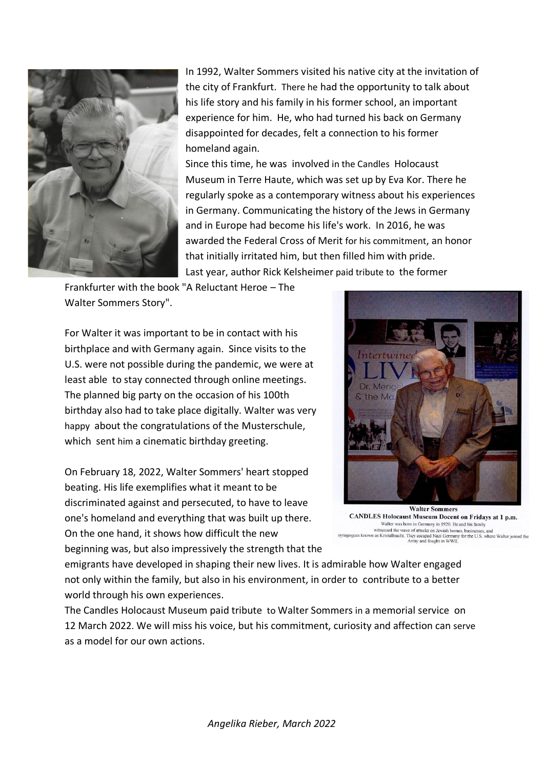In 1992, Walter Sommers visited his native city at the invitation of the city of Frankfurt. There he had the opportunity to talk about his life story and his family in his former school, an important experience for him. He, who had turned his back on Germany disappointed for decades, felt a connection to his former homeland again.

Since this time, he was involved in the Candles Holocaust Museum in Terre Haute, which was set up by Eva Kor. There he regularly spoke as a contemporary witness about his experiences in Germany. Communicating the history of the Jews in Germany and in Europe had become his life's work. In 2016, he was awarded the Federal Cross of Merit for his commitment, an honor that initially irritated him, but then filled him with pride.

Last year, author Rick Kelsheimer paid tribute to the former Frankfurter with the book "A Reluctant Heroe – The Walter Sommers Story".

For Walter it was important to be in contact with his birthplace and with Germany again. Since visits to the U.S. were not possible during the pandemic, we were at least able to stay connected through online meetings. The planned big party on the occasion of his 100th birthday also had to take place digitally. Walter was very happy about the congratulations of the Musterschule, which sent him a cinematic birthday greeting.

**Walter Sommers**
**CANDLES Holocaust Museum Docent on Fridays at 1 p.m.**
Walter was born in Germany in 1920. He and his family witnessed the wave of attacks on Jewish homes, businesses, and synagogues known as Kristallnacht. They escaped Nazi Germany for the U.S. where Walter joined the Army and fought in WWII.

On February 18, 2022, Walter Sommers' heart stopped beating. His life exemplifies what it meant to be discriminated against and persecuted, to have to leave one's homeland and everything that was built up there. On the one hand, it shows how difficult the new beginning was, but also impressively the strength that the emigrants have developed in shaping their new lives. It is admirable how Walter engaged not only within the family, but also in his environment, in order to contribute to a better world through his own experiences.

The Candles Holocaust Museum paid tribute to Walter Sommers in a memorial service on 12 March 2022. We will miss his voice, but his commitment, curiosity and affection can serve as a model for our own actions.

*Angelika Rieber, March 2022*